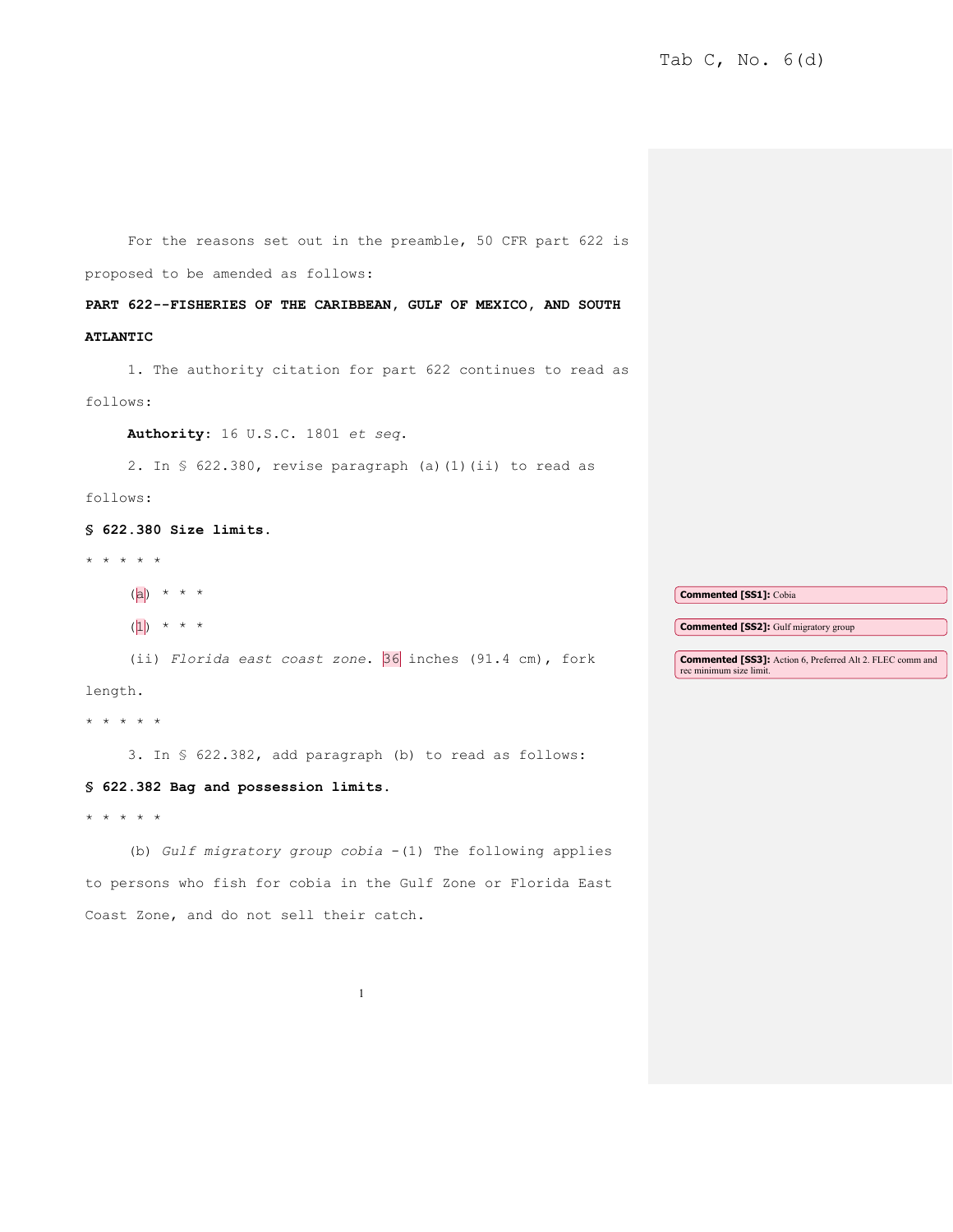For the reasons set out in the preamble, 50 CFR part 622 is proposed to be amended as follows:

**PART 622--FISHERIES OF THE CARIBBEAN, GULF OF MEXICO, AND SOUTH ATLANTIC**

1. The authority citation for part 622 continues to read as follows:

**Authority:** 16 U.S.C. 1801 *et seq*.

2. In § 622.380, revise paragraph (a)(1)(ii) to read as follows:

**§ 622.380 Size limits.**

* * * * *

(a) * * *

(1) * * *

(ii) *Florida east coast zone*. 36 inches (91.4 cm), fork length.

* * * * *

3. In § 622.382, add paragraph (b) to read as follows:

**§ 622.382 Bag and possession limits.**

* * * * *

(b) *Gulf migratory group cobia* -(1) The following applies to persons who fish for cobia in the Gulf Zone or Florida East Coast Zone, and do not sell their catch.

**Commented [SS1]:** Cobia

**Commented [SS2]:** Gulf migratory group

**Commented [SS3]:** Action 6, Preferred Alt 2. FLEC comm and rec minimum size limit.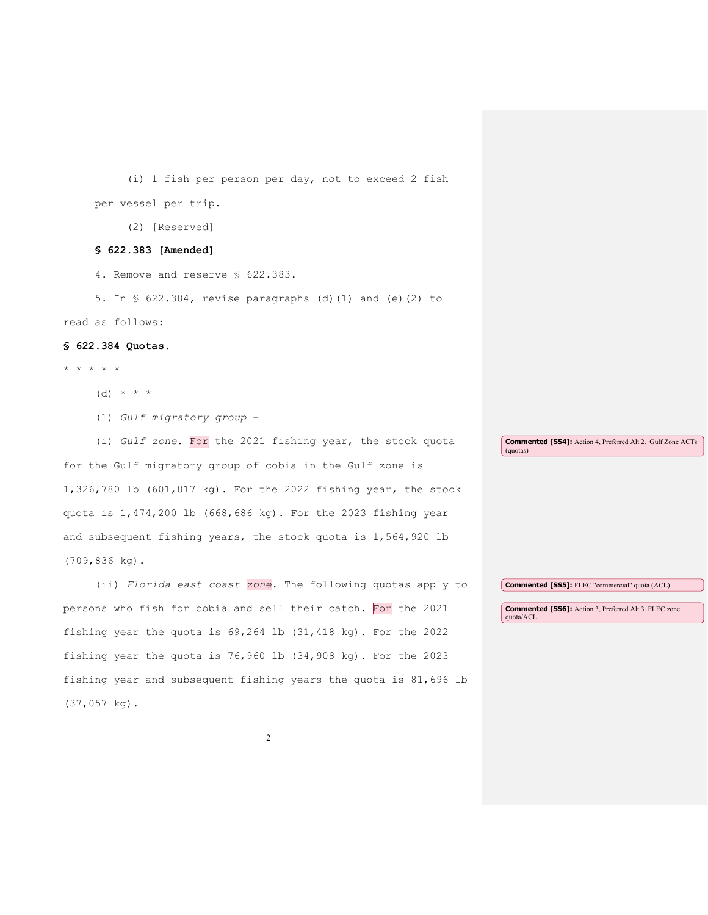(i) 1 fish per person per day, not to exceed 2 fish per vessel per trip.

(2) [Reserved]

**§ 622.383 [Amended]**

4. Remove and reserve § 622.383.

5. In § 622.384, revise paragraphs (d)(1) and (e)(2) to read as follows:

**§ 622.384 Quotas.**

* * * * *

(d) * * *

(1) *Gulf migratory group* –

(i) *Gulf zone*. For the 2021 fishing year, the stock quota for the Gulf migratory group of cobia in the Gulf zone is 1,326,780 lb (601,817 kg). For the 2022 fishing year, the stock quota is 1,474,200 lb (668,686 kg). For the 2023 fishing year and subsequent fishing years, the stock quota is 1,564,920 lb (709,836 kg).

(ii) *Florida east coast zone*. The following quotas apply to persons who fish for cobia and sell their catch. For the 2021 fishing year the quota is 69,264 lb (31,418 kg). For the 2022 fishing year the quota is 76,960 lb (34,908 kg). For the 2023 fishing year and subsequent fishing years the quota is 81,696 lb (37,057 kg).

**Commented [SS4]:** Action 4, Preferred Alt 2. Gulf Zone ACTs (quotas)

**Commented [SS5]:** FLEC "commercial" quota (ACL)

**Commented [SS6]:** Action 3, Preferred Alt 3. FLEC zone quota/ACL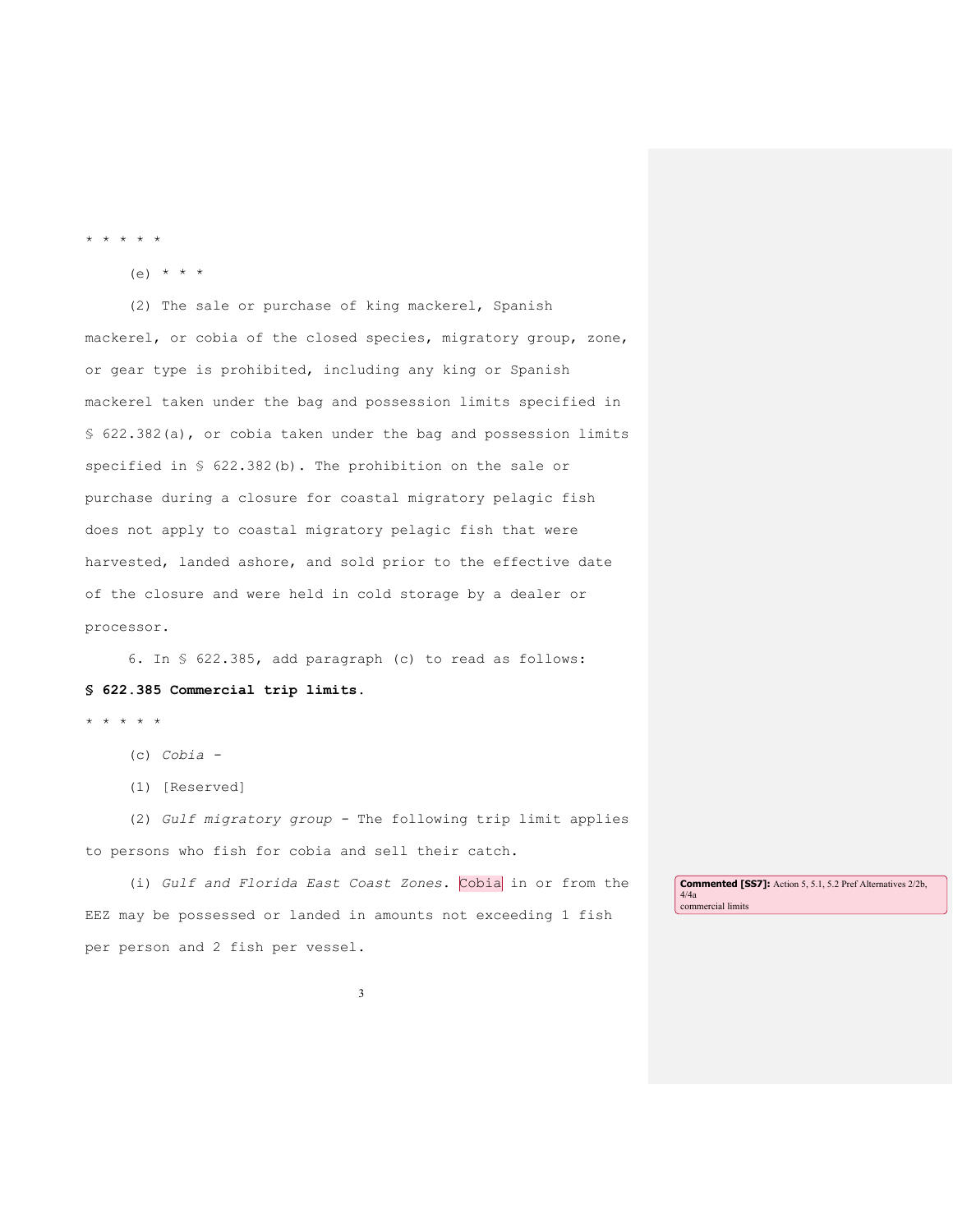* * * * *

(e) * * *

(2) The sale or purchase of king mackerel, Spanish mackerel, or cobia of the closed species, migratory group, zone, or gear type is prohibited, including any king or Spanish mackerel taken under the bag and possession limits specified in § 622.382(a), or cobia taken under the bag and possession limits specified in § 622.382(b). The prohibition on the sale or purchase during a closure for coastal migratory pelagic fish does not apply to coastal migratory pelagic fish that were harvested, landed ashore, and sold prior to the effective date of the closure and were held in cold storage by a dealer or processor.

6. In § 622.385, add paragraph (c) to read as follows:

**§ 622.385 Commercial trip limits.**

* * * * *

(c) *Cobia* -

(1) [Reserved]

(2) *Gulf migratory group* - The following trip limit applies to persons who fish for cobia and sell their catch.

(i) *Gulf and Florida East Coast Zones*. Cobia in or from the EEZ may be possessed or landed in amounts not exceeding 1 fish per person and 2 fish per vessel.

**Commented [SS7]:** Action 5, 5.1, 5.2 Pref Alternatives 2/2b, 4/4a commercial limits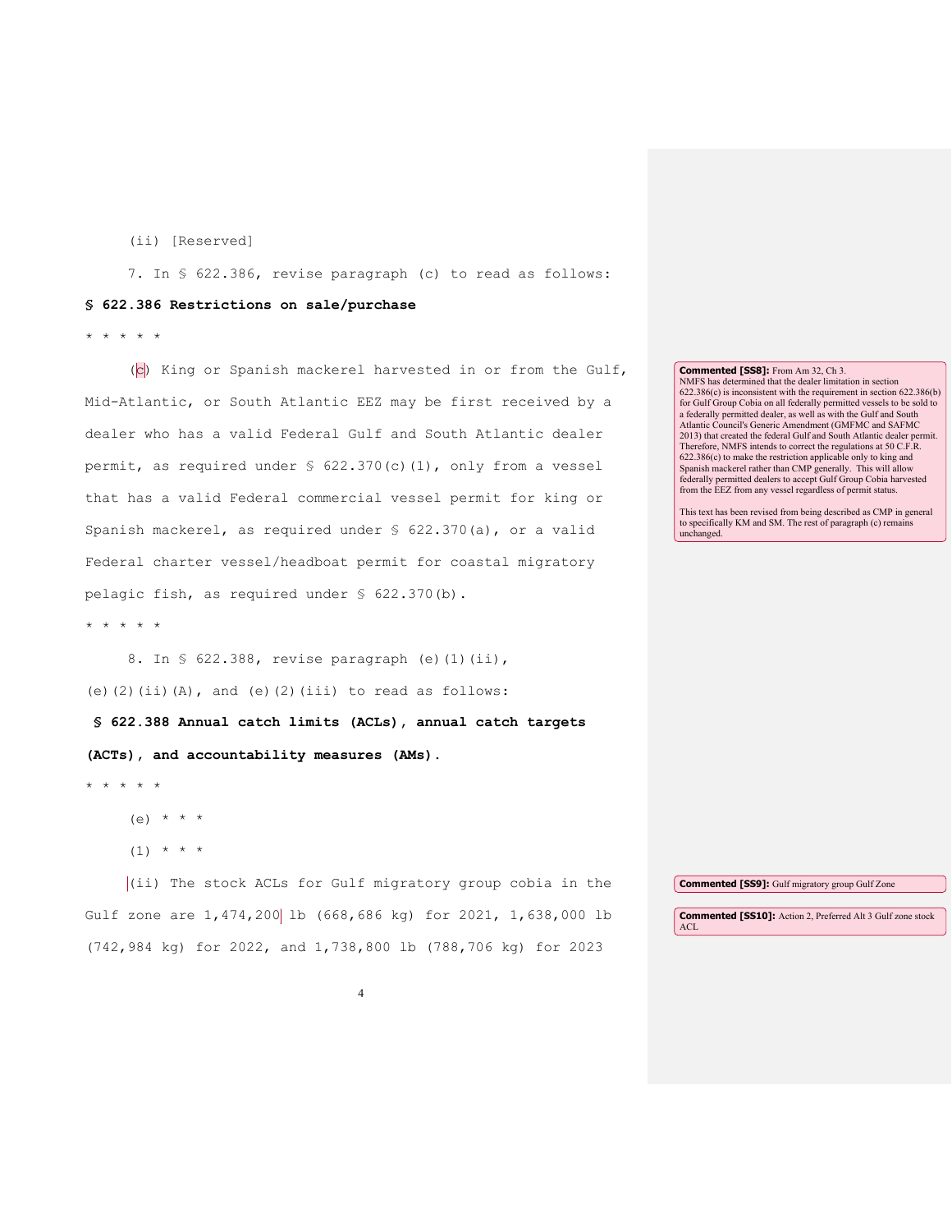(ii) [Reserved]

7. In § 622.386, revise paragraph (c) to read as follows:

**§ 622.386 Restrictions on sale/purchase**

* * * * *

(c) King or Spanish mackerel harvested in or from the Gulf, Mid-Atlantic, or South Atlantic EEZ may be first received by a dealer who has a valid Federal Gulf and South Atlantic dealer permit, as required under § 622.370(c)(1), only from a vessel that has a valid Federal commercial vessel permit for king or Spanish mackerel, as required under § 622.370(a), or a valid Federal charter vessel/headboat permit for coastal migratory pelagic fish, as required under § 622.370(b).

> **Commented [SS8]:** From Am 32, Ch 3.
> NMFS has determined that the dealer limitation in section 622.386(c) is inconsistent with the requirement in section 622.386(b) for Gulf Group Cobia on all federally permitted vessels to be sold to a federally permitted dealer, as well as with the Gulf and South Atlantic Council's Generic Amendment (GMFMC and SAFMC 2013) that created the federal Gulf and South Atlantic dealer permit. Therefore, NMFS intends to correct the regulations at 50 C.F.R. 622.386(c) to make the restriction applicable only to king and Spanish mackerel rather than CMP generally. This will allow federally permitted dealers to accept Gulf Group Cobia harvested from the EEZ from any vessel regardless of permit status.
>
> This text has been revised from being described as CMP in general to specifically KM and SM. The rest of paragraph (c) remains unchanged.

* * * * *

8. In § 622.388, revise paragraph (e)(1)(ii), (e)(2)(ii)(A), and (e)(2)(iii) to read as follows:

**§ 622.388 Annual catch limits (ACLs), annual catch targets (ACTs), and accountability measures (AMs).**

* * * * *

(e) * * *

(1) * * *

(ii) The stock ACLs for Gulf migratory group cobia in the Gulf zone are 1,474,200 lb (668,686 kg) for 2021, 1,638,000 lb (742,984 kg) for 2022, and 1,738,800 lb (788,706 kg) for 2023

> **Commented [SS9]:** Gulf migratory group Gulf Zone

> **Commented [SS10]:** Action 2, Preferred Alt 3 Gulf zone stock ACL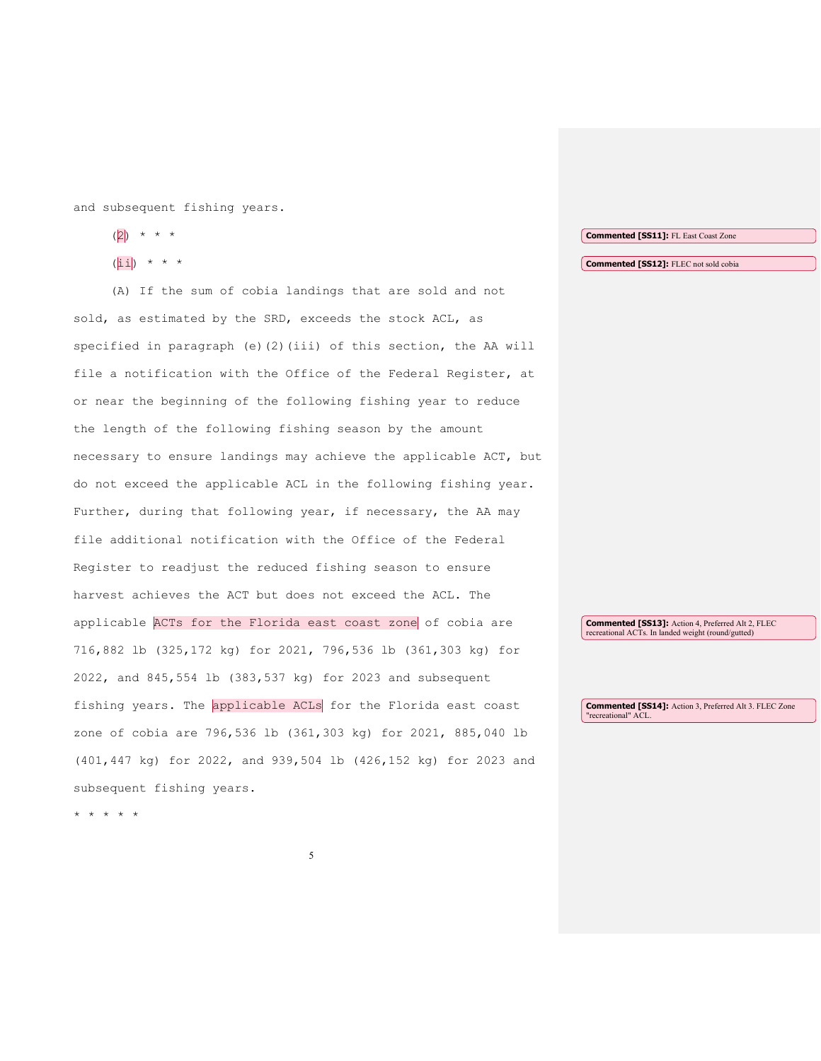and subsequent fishing years.

(2) * * *

(ii) * * *

(A) If the sum of cobia landings that are sold and not sold, as estimated by the SRD, exceeds the stock ACL, as specified in paragraph (e)(2)(iii) of this section, the AA will file a notification with the Office of the Federal Register, at or near the beginning of the following fishing year to reduce the length of the following fishing season by the amount necessary to ensure landings may achieve the applicable ACT, but do not exceed the applicable ACL in the following fishing year. Further, during that following year, if necessary, the AA may file additional notification with the Office of the Federal Register to readjust the reduced fishing season to ensure harvest achieves the ACT but does not exceed the ACL. The applicable ACTs for the Florida east coast zone of cobia are 716,882 lb (325,172 kg) for 2021, 796,536 lb (361,303 kg) for 2022, and 845,554 lb (383,537 kg) for 2023 and subsequent fishing years. The applicable ACLs for the Florida east coast zone of cobia are 796,536 lb (361,303 kg) for 2021, 885,040 lb (401,447 kg) for 2022, and 939,504 lb (426,152 kg) for 2023 and subsequent fishing years.

* * * * *

**Commented [SS11]:** FL East Coast Zone

**Commented [SS12]:** FLEC not sold cobia

**Commented [SS13]:** Action 4, Preferred Alt 2, FLEC recreational ACTs. In landed weight (round/gutted)

**Commented [SS14]:** Action 3, Preferred Alt 3. FLEC Zone "recreational" ACL.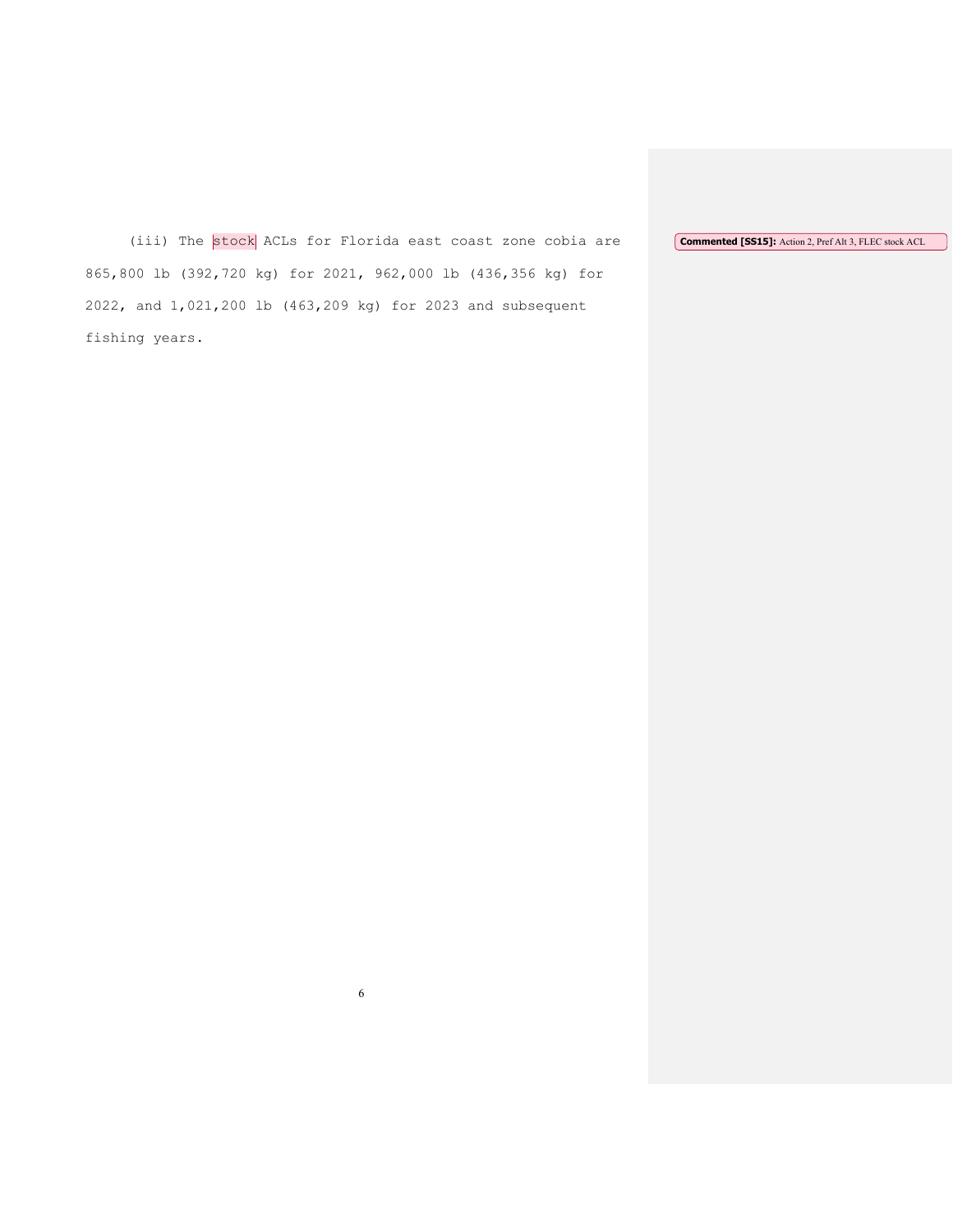(iii) The stock ACLs for Florida east coast zone cobia are 865,800 lb (392,720 kg) for 2021, 962,000 lb (436,356 kg) for 2022, and 1,021,200 lb (463,209 kg) for 2023 and subsequent fishing years.

**Commented [SS15]:** Action 2, Pref Alt 3, FLEC stock ACL